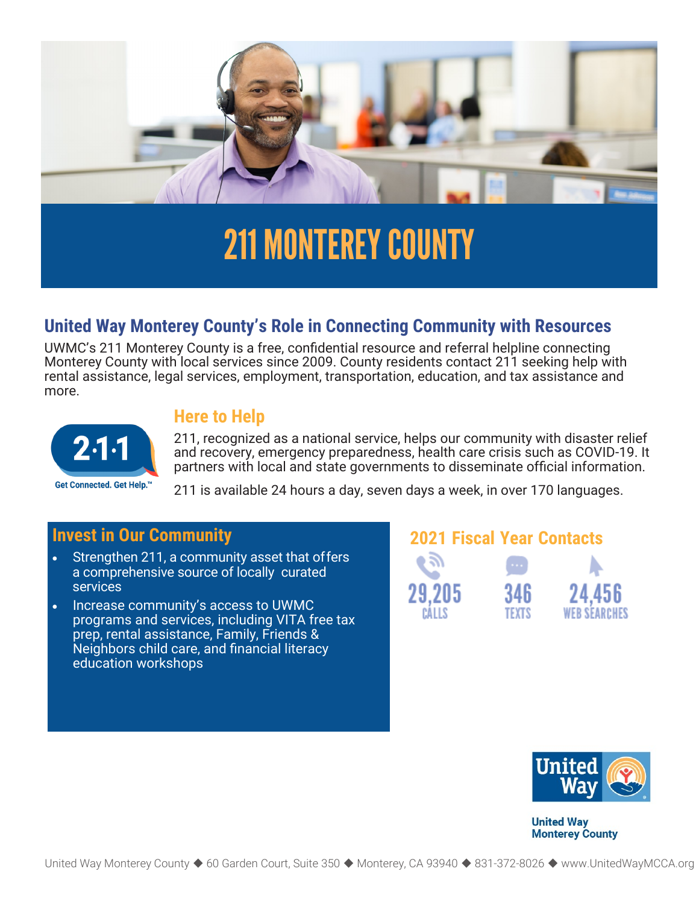# 211 MONTEREY COUNTY

## United Way Monterey County's Role in Connecting Community with Resources

UWMC's 211 Monterey County is a free, confidential resource and referral helpline connecting Monterey County with local services since 2009. County residents contact 211 seeking help with rental assistance, legal services, employment, transportation, education, and tax assistance and more.

2·1·1
Get Connected. Get Help.™

### Here to Help

211, recognized as a national service, helps our community with disaster relief and recovery, emergency preparedness, health care crisis such as COVID-19. It partners with local and state governments to disseminate official information.

211 is available 24 hours a day, seven days a week, in over 170 languages.

### Invest in Our Community

- Strengthen 211, a community asset that offers a comprehensive source of locally curated services
- Increase community's access to UWMC programs and services, including VITA free tax prep, rental assistance, Family, Friends & Neighbors child care, and financial literacy education workshops

### 2021 Fiscal Year Contacts

| 29,205 | 346 | 24,456 |
| --- | --- | --- |
| CALLS | TEXTS | WEB SEARCHES |

United Way

United Way Monterey County

United Way Monterey County ◆ 60 Garden Court, Suite 350 ◆ Monterey, CA 93940 ◆ 831-372-8026 ◆ www.UnitedWayMCCA.org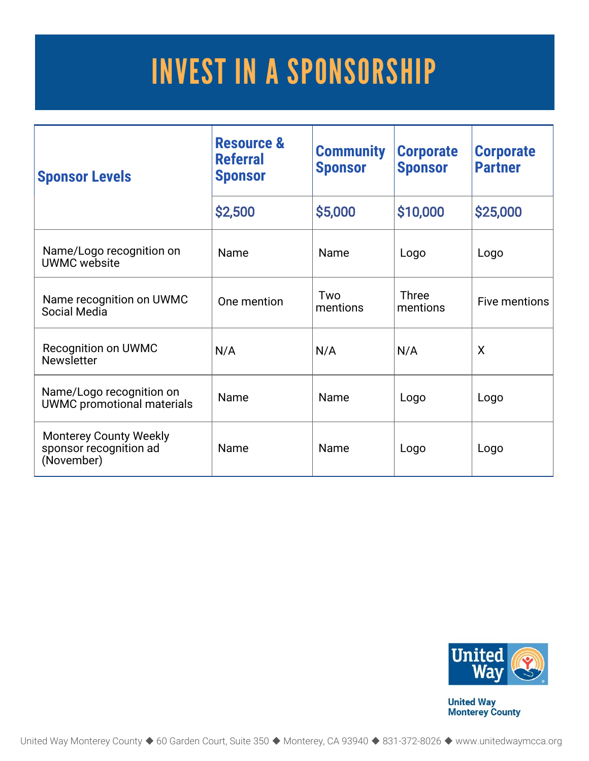# INVEST IN A SPONSORSHIP

| Sponsor Levels | Resource & Referral Sponsor | Community Sponsor | Corporate Sponsor | Corporate Partner |
|---|---|---|---|---|
| | $2,500 | $5,000 | $10,000 | $25,000 |
| Name/Logo recognition on UWMC website | Name | Name | Logo | Logo |
| Name recognition on UWMC Social Media | One mention | Two mentions | Three mentions | Five mentions |
| Recognition on UWMC Newsletter | N/A | N/A | N/A | X |
| Name/Logo recognition on UWMC promotional materials | Name | Name | Logo | Logo |
| Monterey County Weekly sponsor recognition ad (November) | Name | Name | Logo | Logo |

United Way

United Way Monterey County

United Way Monterey County ◆ 60 Garden Court, Suite 350 ◆ Monterey, CA 93940 ◆ 831-372-8026 ◆ www.unitedwaymcca.org